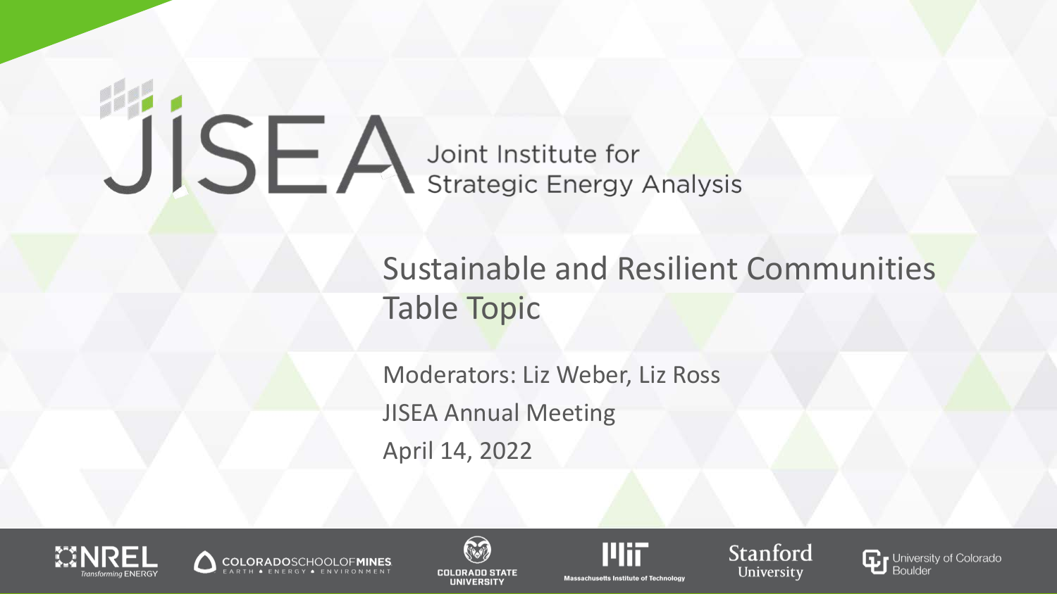# JISEA

Joint Institute for Strategic Energy Analysis

## Sustainable and Resilient Communities Table Topic

Moderators: Liz Weber, Liz Ross

JISEA Annual Meeting

April 14, 2022

NREL Transforming ENERGY | Colorado School of Mines: Earth • Energy • Environment | Colorado State University | Massachusetts Institute of Technology | Stanford University | University of Colorado Boulder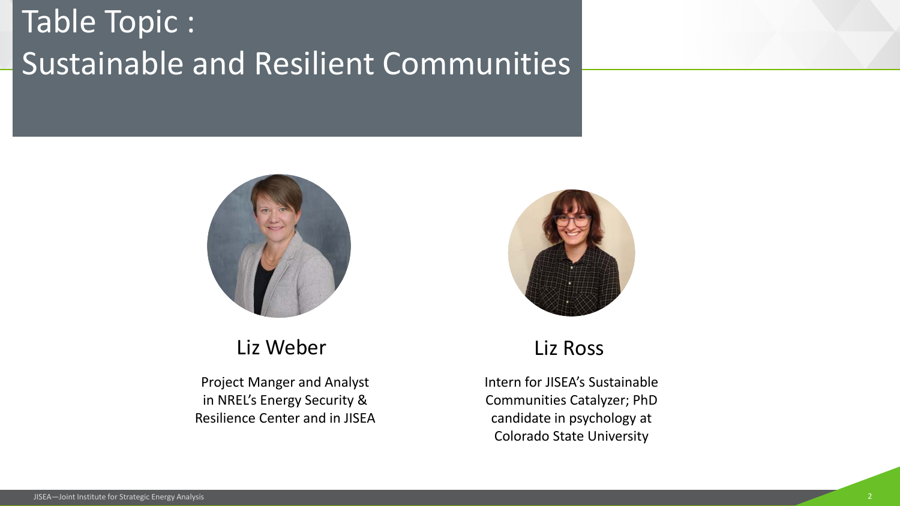# Table Topic : Sustainable and Resilient Communities

**Liz Weber**

Project Manger and Analyst in NREL's Energy Security & Resilience Center and in JISEA

**Liz Ross**

Intern for JISEA's Sustainable Communities Catalyzer; PhD candidate in psychology at Colorado State University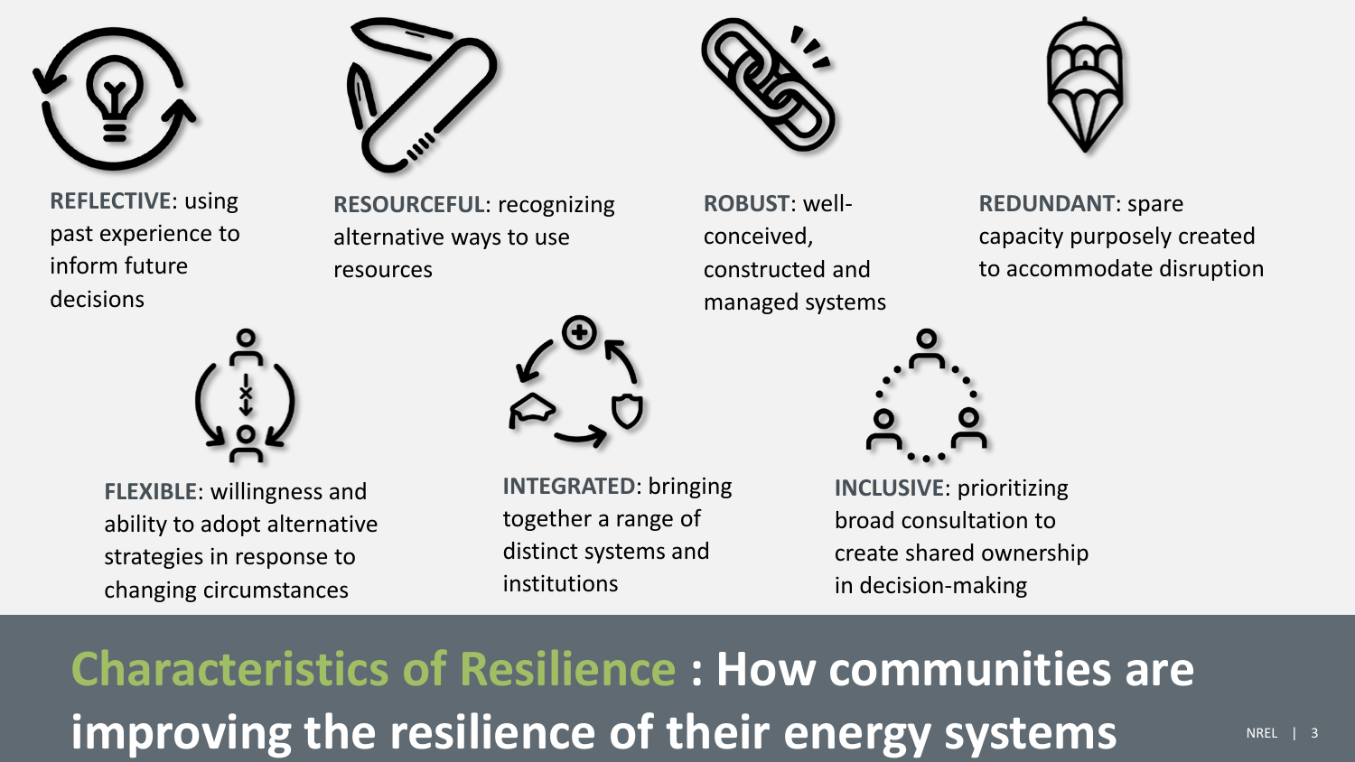# Characteristics of Resilience : How communities are improving the resilience of their energy systems

**REFLECTIVE**: using past experience to inform future decisions

**RESOURCEFUL**: recognizing alternative ways to use resources

**ROBUST**: well-conceived, constructed and managed systems

**REDUNDANT**: spare capacity purposely created to accommodate disruption

**FLEXIBLE**: willingness and ability to adopt alternative strategies in response to changing circumstances

**INTEGRATED**: bringing together a range of distinct systems and institutions

**INCLUSIVE**: prioritizing broad consultation to create shared ownership in decision-making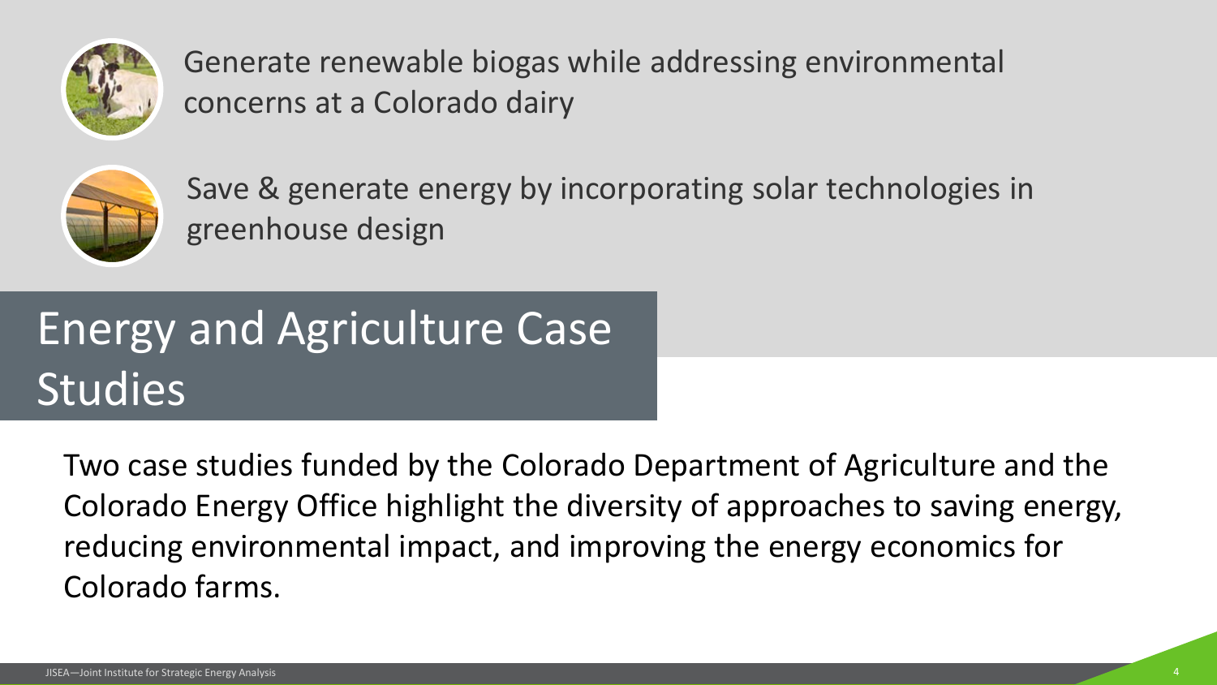Generate renewable biogas while addressing environmental concerns at a Colorado dairy

Save & generate energy by incorporating solar technologies in greenhouse design

# Energy and Agriculture Case Studies

Two case studies funded by the Colorado Department of Agriculture and the Colorado Energy Office highlight the diversity of approaches to saving energy, reducing environmental impact, and improving the energy economics for Colorado farms.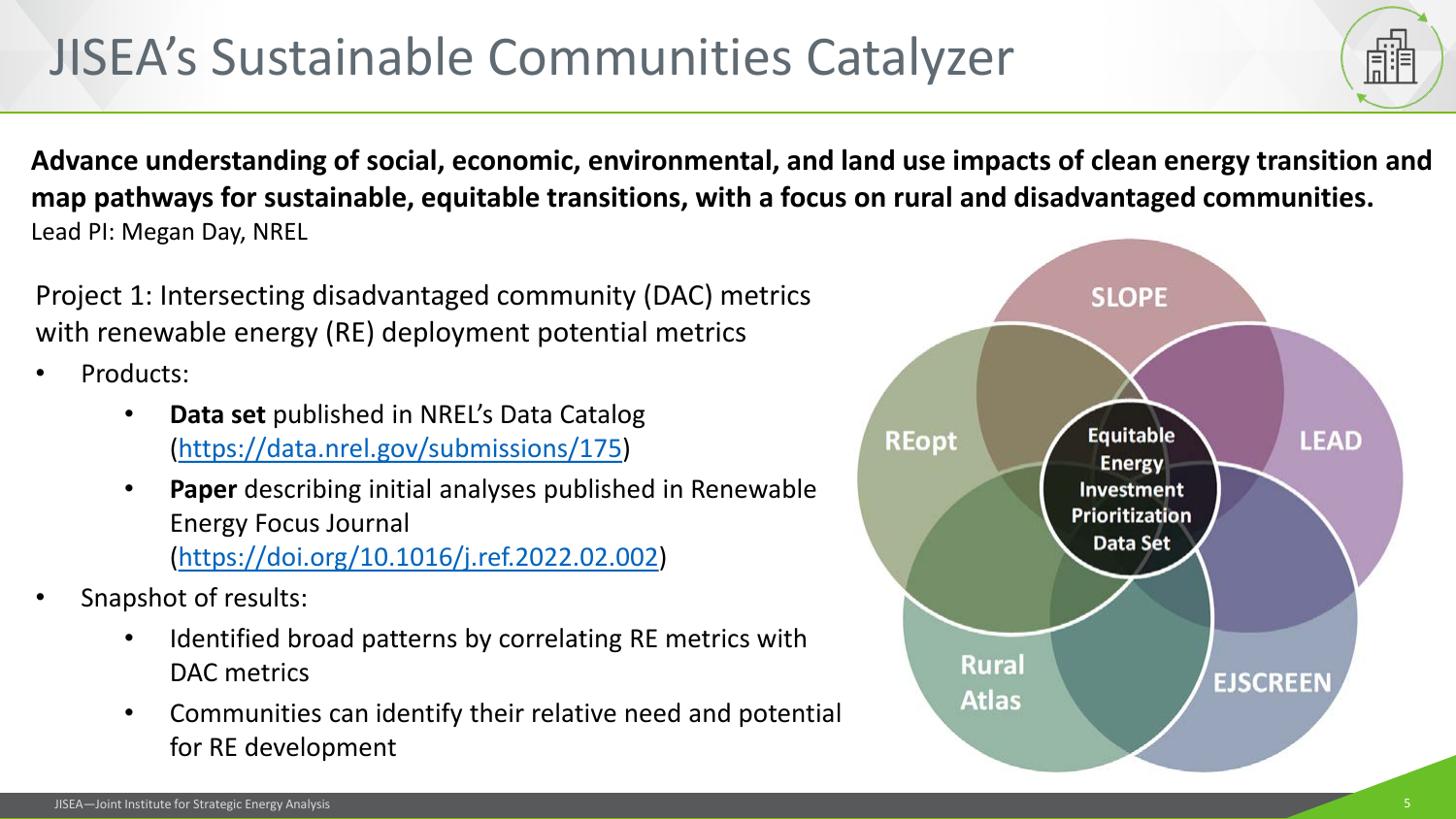# JISEA's Sustainable Communities Catalyzer

**Advance understanding of social, economic, environmental, and land use impacts of clean energy transition and map pathways for sustainable, equitable transitions, with a focus on rural and disadvantaged communities.**

Lead PI: Megan Day, NREL

Project 1: Intersecting disadvantaged community (DAC) metrics with renewable energy (RE) deployment potential metrics

- Products:
  - **Data set** published in NREL's Data Catalog (https://data.nrel.gov/submissions/175)
  - **Paper** describing initial analyses published in Renewable Energy Focus Journal (https://doi.org/10.1016/j.ref.2022.02.002)
- Snapshot of results:
  - Identified broad patterns by correlating RE metrics with DAC metrics
  - Communities can identify their relative need and potential for RE development

SLOPE

REopt

LEAD

Rural Atlas

EJSCREEN

Equitable Energy Investment Prioritization Data Set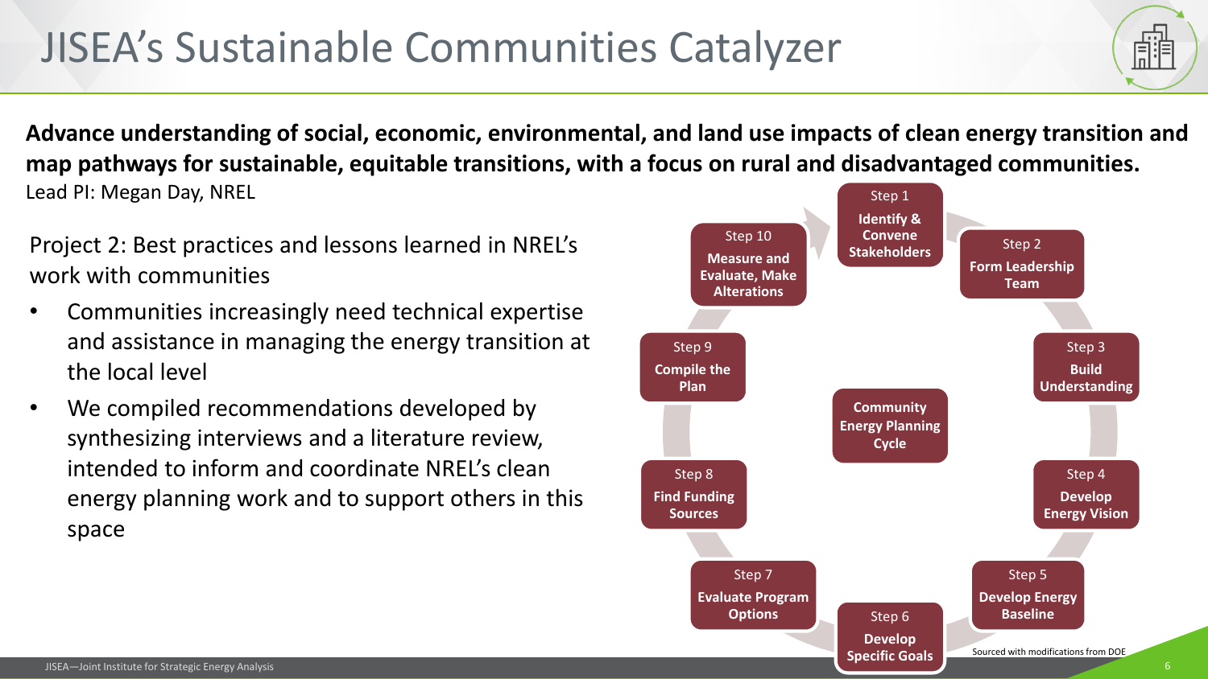# JISEA's Sustainable Communities Catalyzer

**Advance understanding of social, economic, environmental, and land use impacts of clean energy transition and map pathways for sustainable, equitable transitions, with a focus on rural and disadvantaged communities.**

Lead PI: Megan Day, NREL

Project 2: Best practices and lessons learned in NREL's work with communities

- Communities increasingly need technical expertise and assistance in managing the energy transition at the local level
- We compiled recommendations developed by synthesizing interviews and a literature review, intended to inform and coordinate NREL's clean energy planning work and to support others in this space

**Community Energy Planning Cycle**

- Step 1 **Identify & Convene Stakeholders**
- Step 2 **Form Leadership Team**
- Step 3 **Build Understanding**
- Step 4 **Develop Energy Vision**
- Step 5 **Develop Energy Baseline**
- Step 6 **Develop Specific Goals**
- Step 7 **Evaluate Program Options**
- Step 8 **Find Funding Sources**
- Step 9 **Compile the Plan**
- Step 10 **Measure and Evaluate, Make Alterations**

Sourced with modifications from DOE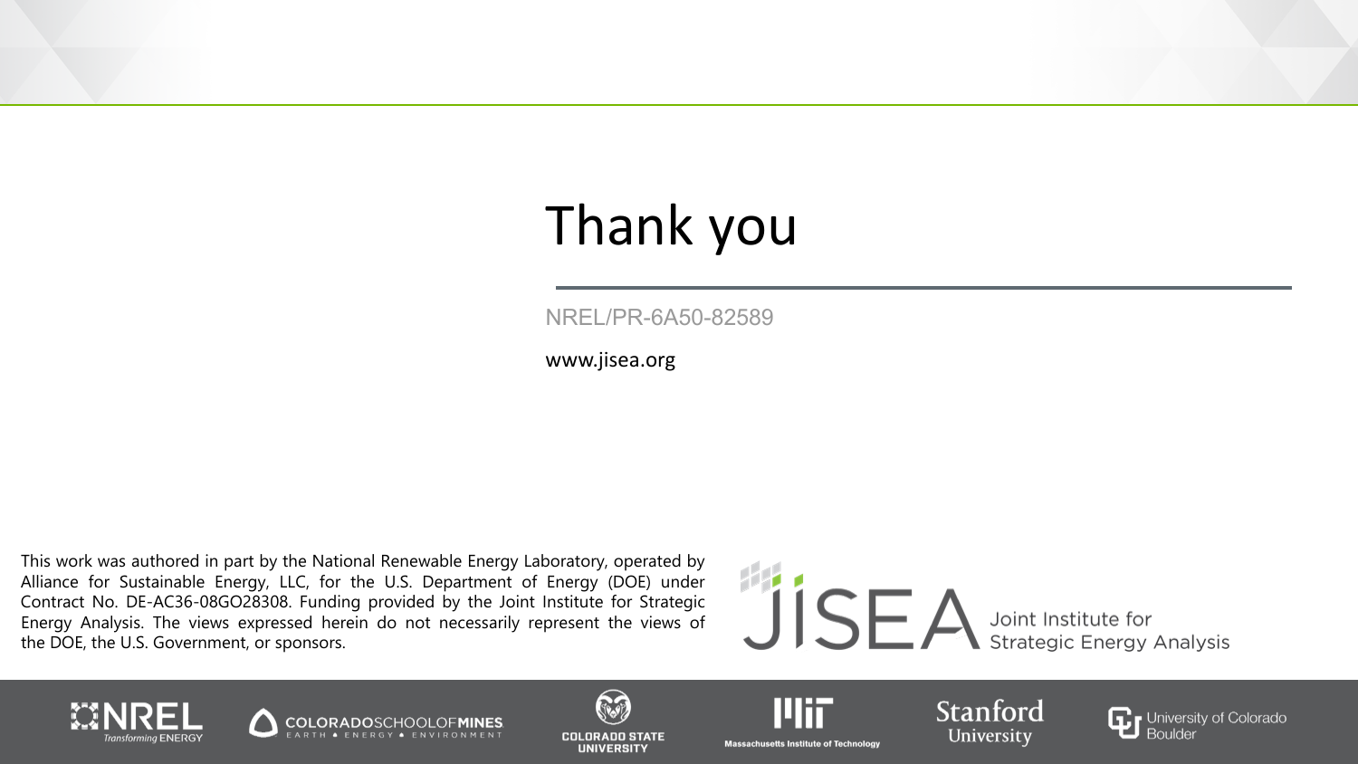# Thank you

NREL/PR-6A50-82589

www.jisea.org

This work was authored in part by the National Renewable Energy Laboratory, operated by Alliance for Sustainable Energy, LLC, for the U.S. Department of Energy (DOE) under Contract No. DE-AC36-08GO28308. Funding provided by the Joint Institute for Strategic Energy Analysis. The views expressed herein do not necessarily represent the views of the DOE, the U.S. Government, or sponsors.

JISEA Joint Institute for Strategic Energy Analysis

NREL Transforming ENERGY

COLORADO SCHOOL OF MINES EARTH • ENERGY • ENVIRONMENT

COLORADO STATE UNIVERSITY

Massachusetts Institute of Technology

Stanford University

University of Colorado Boulder